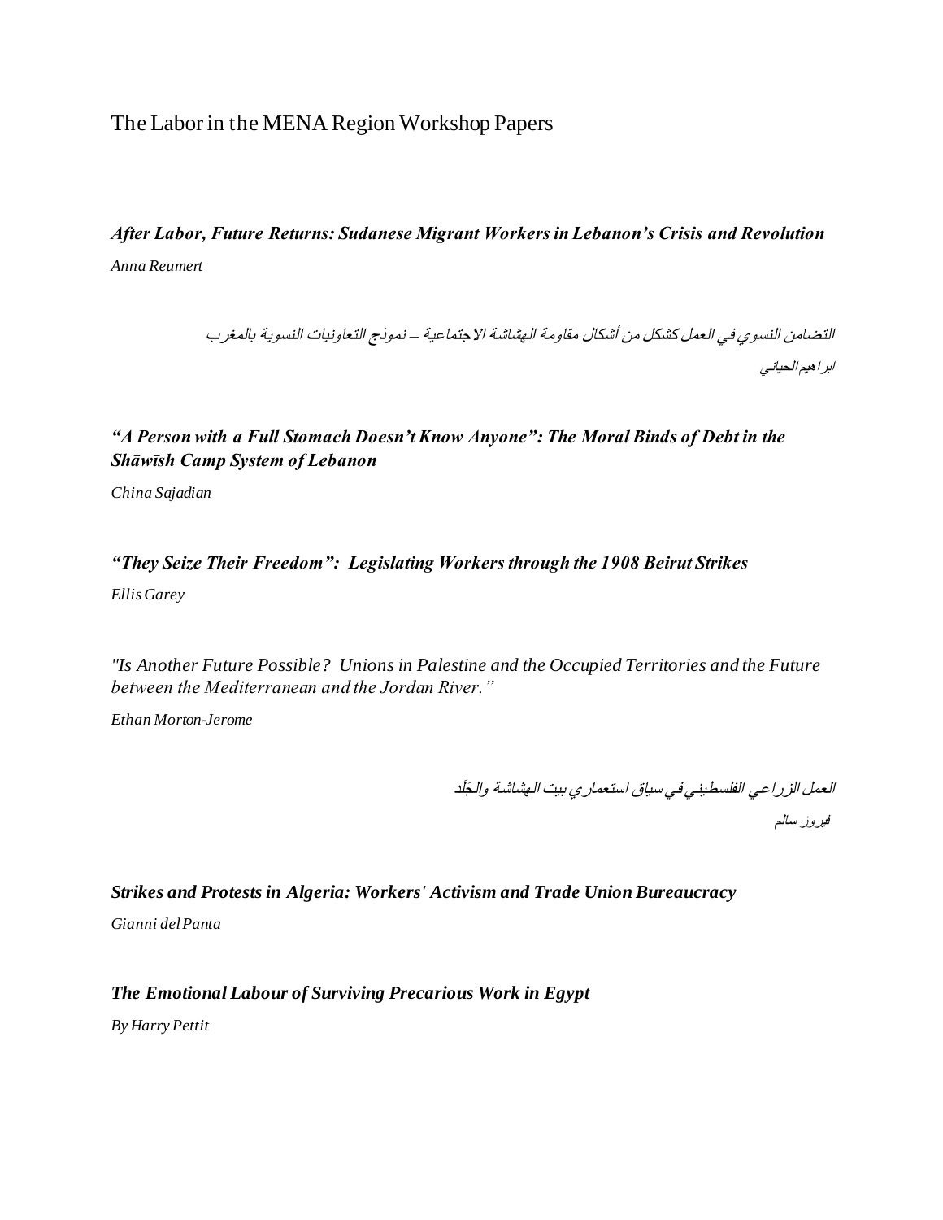# The Labor in the MENA Region Workshop Papers

***After Labor, Future Returns: Sudanese Migrant Workers in Lebanon's Crisis and Revolution***

*Anna Reumert*

*التضامن النسوي في العمل كشكل من أشكال مقاومة الهشاشة الاجتماعية – نموذج التعاونيات النسوية بالمغرب*

*ابراهيم الحياني*

***"A Person with a Full Stomach Doesn't Know Anyone": The Moral Binds of Debt in the Shāwīsh Camp System of Lebanon***

*China Sajadian*

***"They Seize Their Freedom": Legislating Workers through the 1908 Beirut Strikes***

*Ellis Garey*

*"Is Another Future Possible? Unions in Palestine and the Occupied Territories and the Future between the Mediterranean and the Jordan River."*

*Ethan Morton-Jerome*

*العمل الزراعي الفلسطيني في سياق استعماري بيت الهشاشة والجَلَد*

*فيروز سالم*

***Strikes and Protests in Algeria: Workers' Activism and Trade Union Bureaucracy***

*Gianni del Panta*

***The Emotional Labour of Surviving Precarious Work in Egypt***

*By Harry Pettit*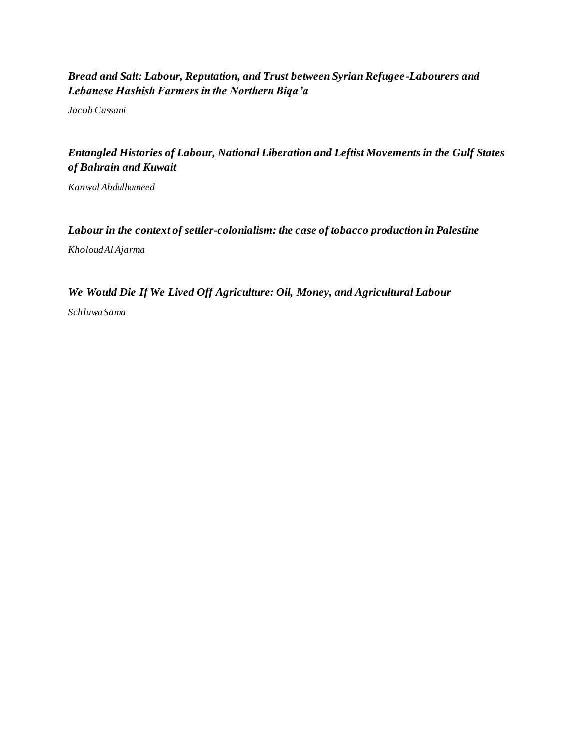***Bread and Salt: Labour, Reputation, and Trust between Syrian Refugee-Labourers and Lebanese Hashish Farmers in the Northern Biqa'a***

*Jacob Cassani*

***Entangled Histories of Labour, National Liberation and Leftist Movements in the Gulf States of Bahrain and Kuwait***

*Kanwal Abdulhameed*

***Labour in the context of settler-colonialism: the case of tobacco production in Palestine***

*Kholoud Al Ajarma*

***We Would Die If We Lived Off Agriculture: Oil, Money, and Agricultural Labour***

*Schluwa Sama*